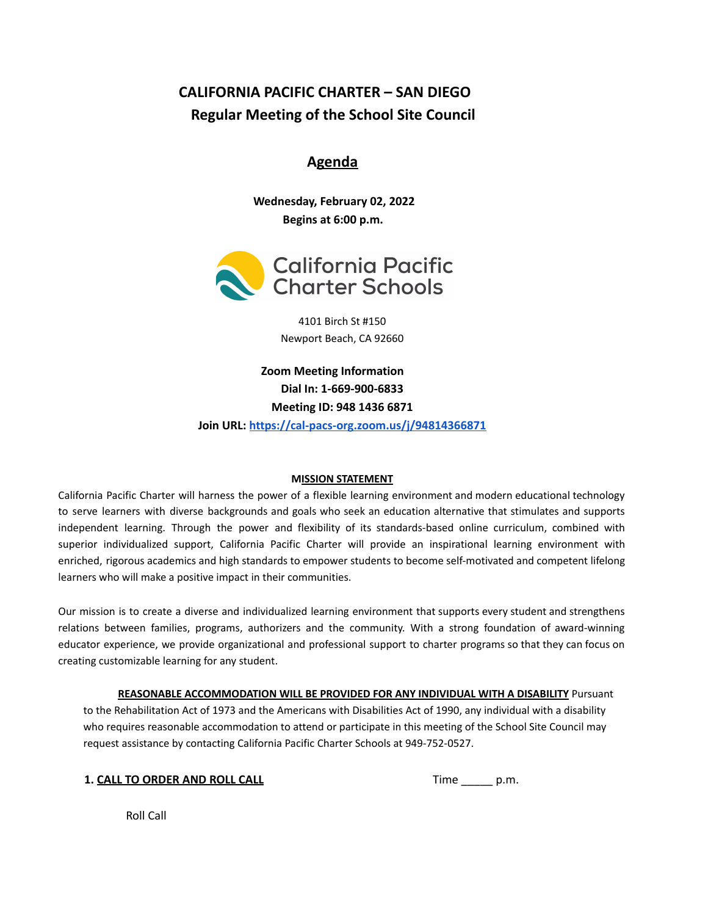# CALIFORNIA PACIFIC CHARTER – SAN DIEGO
## Regular Meeting of the School Site Council

## Agenda

**Wednesday, February 02, 2022**
**Begins at 6:00 p.m.**

California Pacific Charter Schools

4101 Birch St #150
Newport Beach, CA 92660

**Zoom Meeting Information**
**Dial In: 1-669-900-6833**
**Meeting ID: 948 1436 6871**
**Join URL: [https://cal-pacs-org.zoom.us/j/94814366871](https://cal-pacs-org.zoom.us/j/94814366871)**

**MISSION STATEMENT**

California Pacific Charter will harness the power of a flexible learning environment and modern educational technology to serve learners with diverse backgrounds and goals who seek an education alternative that stimulates and supports independent learning. Through the power and flexibility of its standards-based online curriculum, combined with superior individualized support, California Pacific Charter will provide an inspirational learning environment with enriched, rigorous academics and high standards to empower students to become self-motivated and competent lifelong learners who will make a positive impact in their communities.

Our mission is to create a diverse and individualized learning environment that supports every student and strengthens relations between families, programs, authorizers and the community. With a strong foundation of award-winning educator experience, we provide organizational and professional support to charter programs so that they can focus on creating customizable learning for any student.

**REASONABLE ACCOMMODATION WILL BE PROVIDED FOR ANY INDIVIDUAL WITH A DISABILITY** Pursuant to the Rehabilitation Act of 1973 and the Americans with Disabilities Act of 1990, any individual with a disability who requires reasonable accommodation to attend or participate in this meeting of the School Site Council may request assistance by contacting California Pacific Charter Schools at 949-752-0527.

**1. CALL TO ORDER AND ROLL CALL** Time _____ p.m.

Roll Call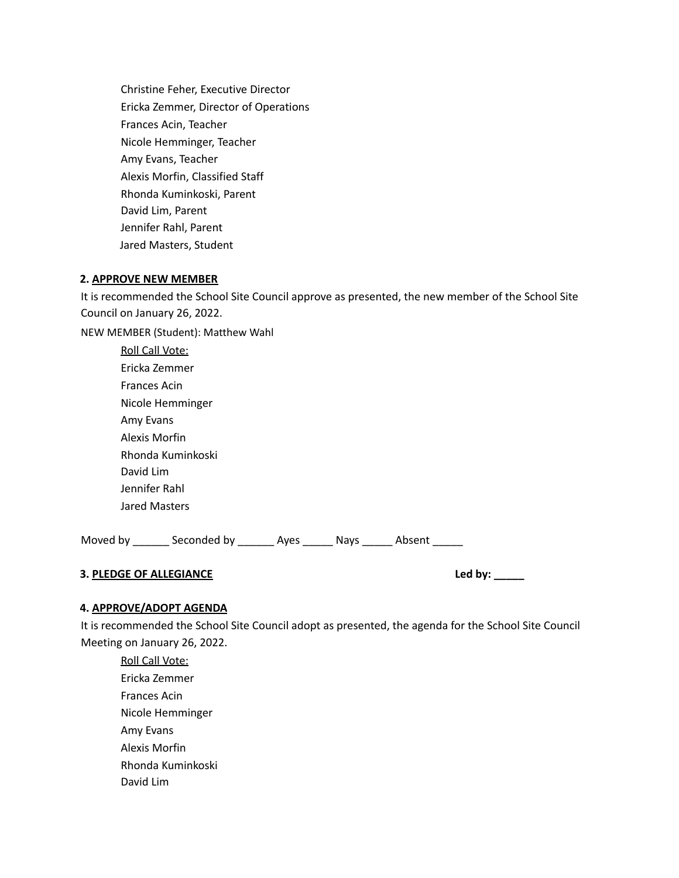Christine Feher, Executive Director  
Ericka Zemmer, Director of Operations  
Frances Acin, Teacher  
Nicole Hemminger, Teacher  
Amy Evans, Teacher  
Alexis Morfin, Classified Staff  
Rhonda Kuminkoski, Parent  
David Lim, Parent  
Jennifer Rahl, Parent  
Jared Masters, Student

**2. APPROVE NEW MEMBER**

It is recommended the School Site Council approve as presented, the new member of the School Site Council on January 26, 2022.

NEW MEMBER (Student): Matthew Wahl

Roll Call Vote:  
Ericka Zemmer  
Frances Acin  
Nicole Hemminger  
Amy Evans  
Alexis Morfin  
Rhonda Kuminkoski  
David Lim  
Jennifer Rahl  
Jared Masters

Moved by ______ Seconded by ______ Ayes _____ Nays _____ Absent _____

**3. PLEDGE OF ALLEGIANCE** **Led by: _____**

**4. APPROVE/ADOPT AGENDA**

It is recommended the School Site Council adopt as presented, the agenda for the School Site Council Meeting on January 26, 2022.

Roll Call Vote:  
Ericka Zemmer  
Frances Acin  
Nicole Hemminger  
Amy Evans  
Alexis Morfin  
Rhonda Kuminkoski  
David Lim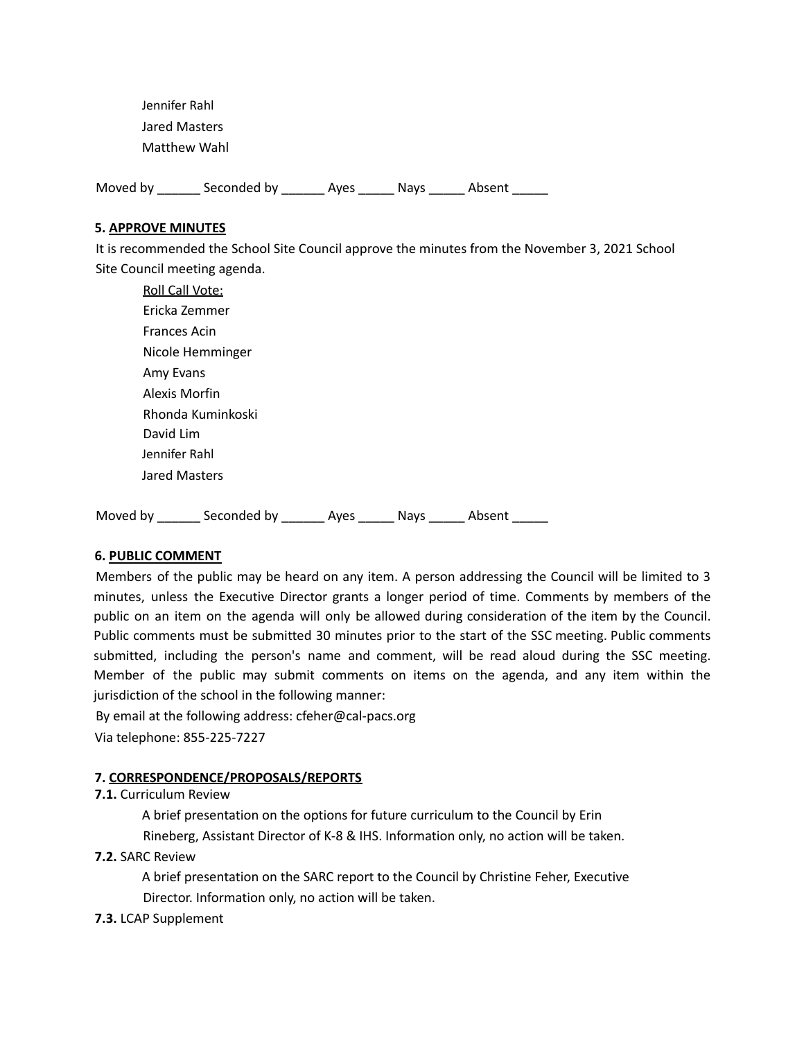Jennifer Rahl
Jared Masters
Matthew Wahl

Moved by ______ Seconded by ______ Ayes _____ Nays _____ Absent _____

**5. APPROVE MINUTES**

It is recommended the School Site Council approve the minutes from the November 3, 2021 School Site Council meeting agenda.

Roll Call Vote:
Ericka Zemmer
Frances Acin
Nicole Hemminger
Amy Evans
Alexis Morfin
Rhonda Kuminkoski
David Lim
Jennifer Rahl
Jared Masters

Moved by ______ Seconded by ______ Ayes _____ Nays _____ Absent _____

**6. PUBLIC COMMENT**

Members of the public may be heard on any item. A person addressing the Council will be limited to 3 minutes, unless the Executive Director grants a longer period of time. Comments by members of the public on an item on the agenda will only be allowed during consideration of the item by the Council. Public comments must be submitted 30 minutes prior to the start of the SSC meeting. Public comments submitted, including the person's name and comment, will be read aloud during the SSC meeting. Member of the public may submit comments on items on the agenda, and any item within the jurisdiction of the school in the following manner:

By email at the following address: cfeher@cal-pacs.org

Via telephone: 855-225-7227

**7. CORRESPONDENCE/PROPOSALS/REPORTS**

**7.1.** Curriculum Review

A brief presentation on the options for future curriculum to the Council by Erin Rineberg, Assistant Director of K-8 & IHS. Information only, no action will be taken.

**7.2.** SARC Review

A brief presentation on the SARC report to the Council by Christine Feher, Executive Director. Information only, no action will be taken.

**7.3.** LCAP Supplement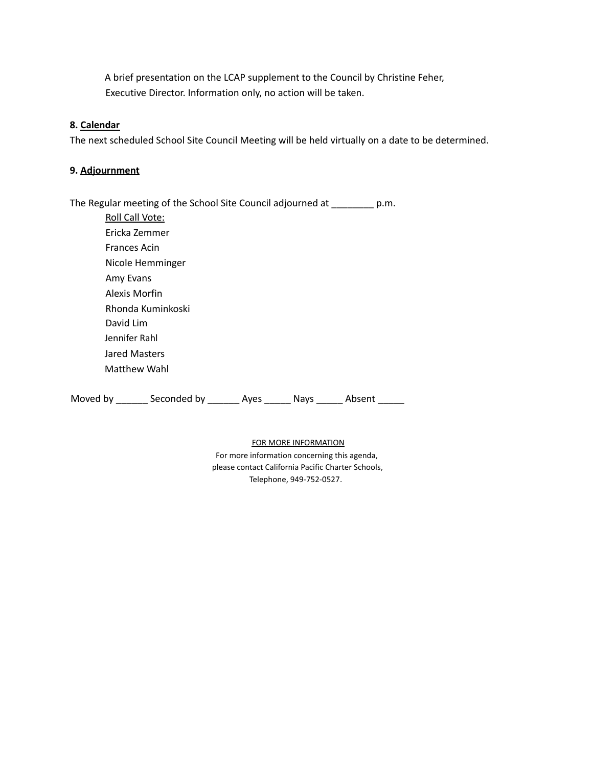A brief presentation on the LCAP supplement to the Council by Christine Feher, Executive Director. Information only, no action will be taken.

**8. <u>Calendar</u>**

The next scheduled School Site Council Meeting will be held virtually on a date to be determined.

**9. <u>Adjournment</u>**

The Regular meeting of the School Site Council adjourned at ________ p.m.

<u>Roll Call Vote:</u>

Ericka Zemmer
Frances Acin
Nicole Hemminger
Amy Evans
Alexis Morfin
Rhonda Kuminkoski
David Lim
Jennifer Rahl
Jared Masters
Matthew Wahl

Moved by ______ Seconded by ______ Ayes _____ Nays _____ Absent _____

<u>FOR MORE INFORMATION</u>

For more information concerning this agenda,
please contact California Pacific Charter Schools,
Telephone, 949-752-0527.